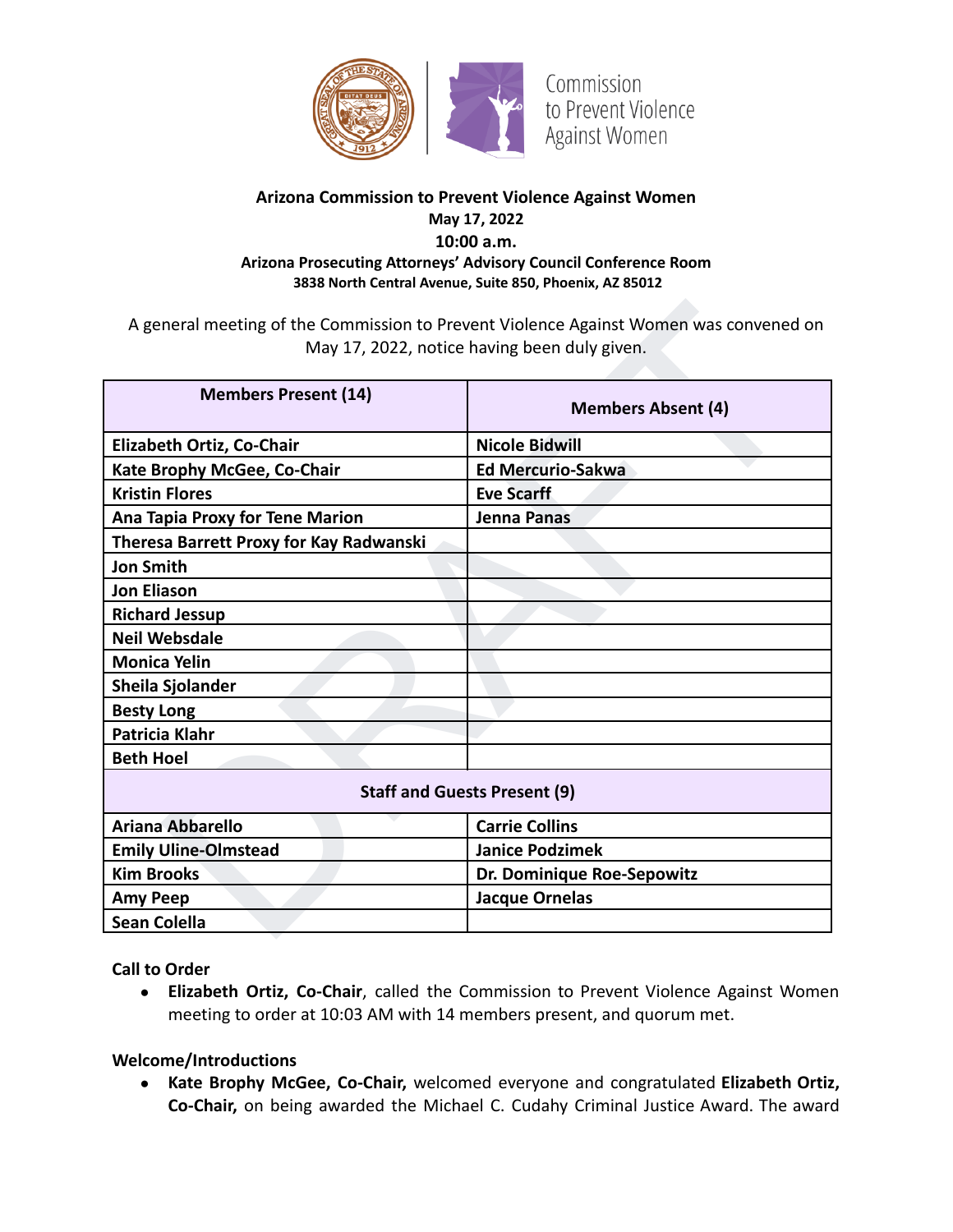Commission to Prevent Violence Against Women

**Arizona Commission to Prevent Violence Against Women**
**May 17, 2022**
**10:00 a.m.**
**Arizona Prosecuting Attorneys' Advisory Council Conference Room**
**3838 North Central Avenue, Suite 850, Phoenix, AZ 85012**

A general meeting of the Commission to Prevent Violence Against Women was convened on May 17, 2022, notice having been duly given.

| Members Present (14) | Members Absent (4) |
|---|---|
| Elizabeth Ortiz, Co-Chair | Nicole Bidwill |
| Kate Brophy McGee, Co-Chair | Ed Mercurio-Sakwa |
| Kristin Flores | Eve Scarff |
| Ana Tapia Proxy for Tene Marion | Jenna Panas |
| Theresa Barrett Proxy for Kay Radwanski | |
| Jon Smith | |
| Jon Eliason | |
| Richard Jessup | |
| Neil Websdale | |
| Monica Yelin | |
| Sheila Sjolander | |
| Besty Long | |
| Patricia Klahr | |
| Beth Hoel | |
| **Staff and Guests Present (9)** | |
| Ariana Abbarello | Carrie Collins |
| Emily Uline-Olmstead | Janice Podzimek |
| Kim Brooks | Dr. Dominique Roe-Sepowitz |
| Amy Peep | Jacque Ornelas |
| Sean Colella | |

**Call to Order**

- **Elizabeth Ortiz, Co-Chair**, called the Commission to Prevent Violence Against Women meeting to order at 10:03 AM with 14 members present, and quorum met.

**Welcome/Introductions**

- **Kate Brophy McGee, Co-Chair,** welcomed everyone and congratulated **Elizabeth Ortiz, Co-Chair,** on being awarded the Michael C. Cudahy Criminal Justice Award. The award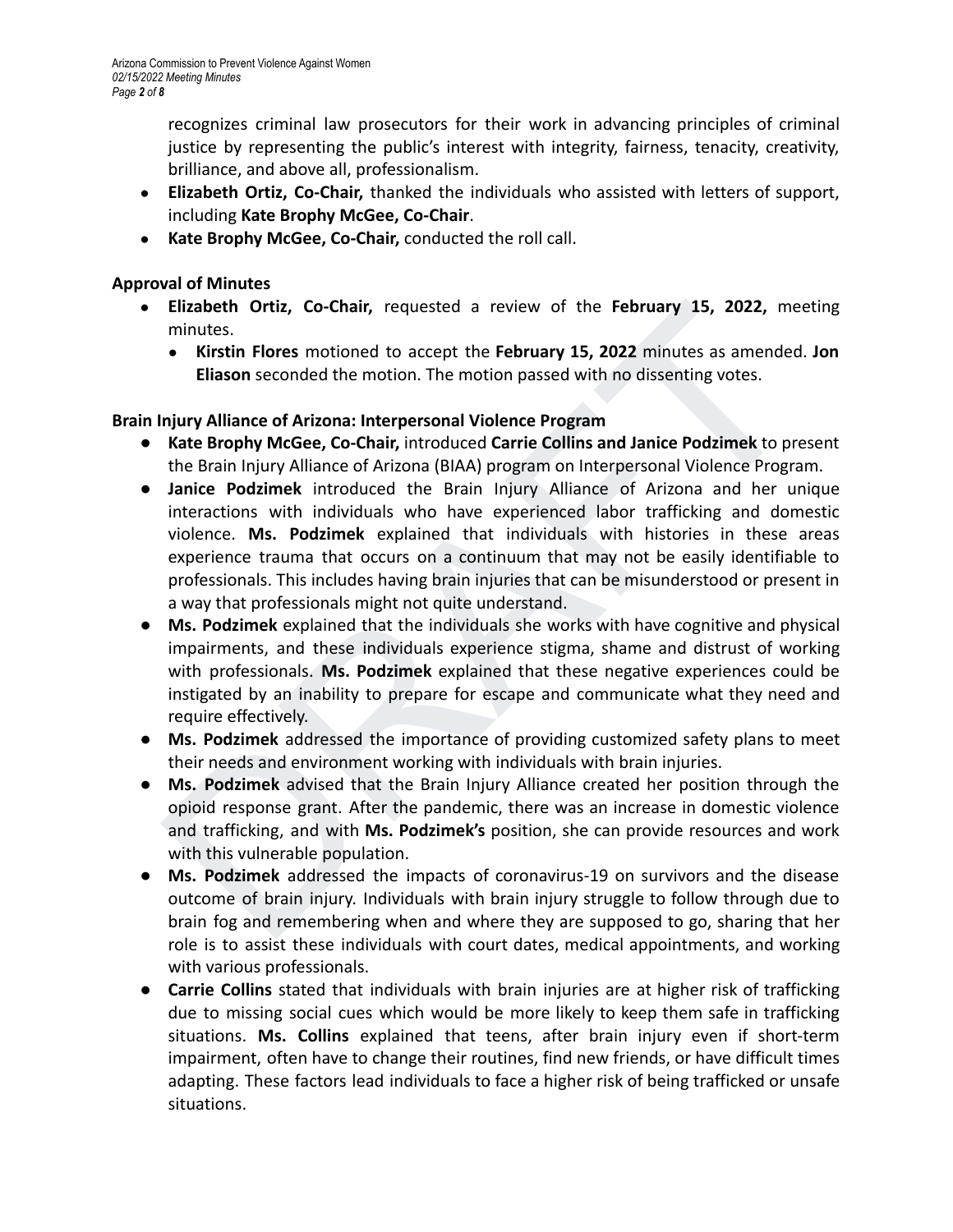recognizes criminal law prosecutors for their work in advancing principles of criminal justice by representing the public's interest with integrity, fairness, tenacity, creativity, brilliance, and above all, professionalism.

- **Elizabeth Ortiz, Co-Chair,** thanked the individuals who assisted with letters of support, including **Kate Brophy McGee, Co-Chair**.
- **Kate Brophy McGee, Co-Chair,** conducted the roll call.

**Approval of Minutes**

- **Elizabeth Ortiz, Co-Chair,** requested a review of the **February 15, 2022,** meeting minutes.
  - **Kirstin Flores** motioned to accept the **February 15, 2022** minutes as amended. **Jon Eliason** seconded the motion. The motion passed with no dissenting votes.

**Brain Injury Alliance of Arizona: Interpersonal Violence Program**

- **Kate Brophy McGee, Co-Chair,** introduced **Carrie Collins and Janice Podzimek** to present the Brain Injury Alliance of Arizona (BIAA) program on Interpersonal Violence Program.
- **Janice Podzimek** introduced the Brain Injury Alliance of Arizona and her unique interactions with individuals who have experienced labor trafficking and domestic violence. **Ms. Podzimek** explained that individuals with histories in these areas experience trauma that occurs on a continuum that may not be easily identifiable to professionals. This includes having brain injuries that can be misunderstood or present in a way that professionals might not quite understand.
- **Ms. Podzimek** explained that the individuals she works with have cognitive and physical impairments, and these individuals experience stigma, shame and distrust of working with professionals. **Ms. Podzimek** explained that these negative experiences could be instigated by an inability to prepare for escape and communicate what they need and require effectively.
- **Ms. Podzimek** addressed the importance of providing customized safety plans to meet their needs and environment working with individuals with brain injuries.
- **Ms. Podzimek** advised that the Brain Injury Alliance created her position through the opioid response grant. After the pandemic, there was an increase in domestic violence and trafficking, and with **Ms. Podzimek's** position, she can provide resources and work with this vulnerable population.
- **Ms. Podzimek** addressed the impacts of coronavirus-19 on survivors and the disease outcome of brain injury. Individuals with brain injury struggle to follow through due to brain fog and remembering when and where they are supposed to go, sharing that her role is to assist these individuals with court dates, medical appointments, and working with various professionals.
- **Carrie Collins** stated that individuals with brain injuries are at higher risk of trafficking due to missing social cues which would be more likely to keep them safe in trafficking situations. **Ms. Collins** explained that teens, after brain injury even if short-term impairment, often have to change their routines, find new friends, or have difficult times adapting. These factors lead individuals to face a higher risk of being trafficked or unsafe situations.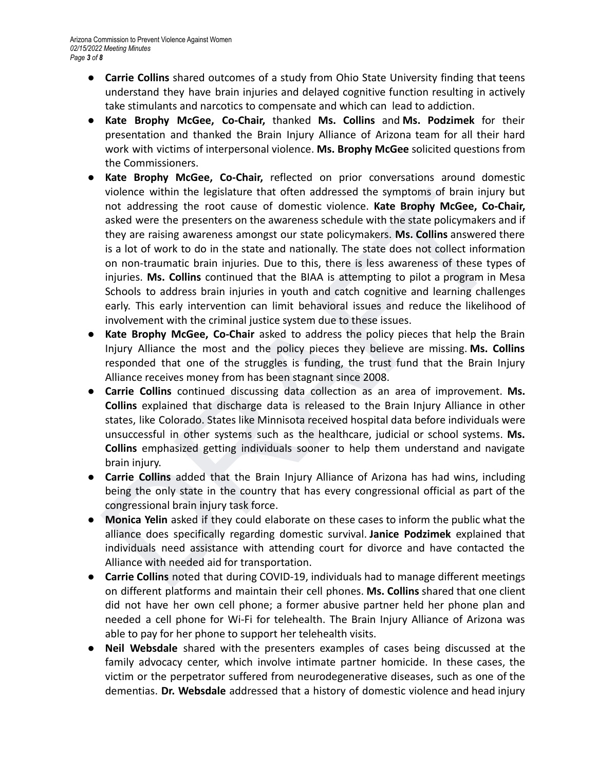- **Carrie Collins** shared outcomes of a study from Ohio State University finding that teens understand they have brain injuries and delayed cognitive function resulting in actively take stimulants and narcotics to compensate and which can lead to addiction.
- **Kate Brophy McGee, Co-Chair,** thanked **Ms. Collins** and **Ms. Podzimek** for their presentation and thanked the Brain Injury Alliance of Arizona team for all their hard work with victims of interpersonal violence. **Ms. Brophy McGee** solicited questions from the Commissioners.
- **Kate Brophy McGee, Co-Chair,** reflected on prior conversations around domestic violence within the legislature that often addressed the symptoms of brain injury but not addressing the root cause of domestic violence. **Kate Brophy McGee, Co-Chair,** asked were the presenters on the awareness schedule with the state policymakers and if they are raising awareness amongst our state policymakers. **Ms. Collins** answered there is a lot of work to do in the state and nationally. The state does not collect information on non-traumatic brain injuries. Due to this, there is less awareness of these types of injuries. **Ms. Collins** continued that the BIAA is attempting to pilot a program in Mesa Schools to address brain injuries in youth and catch cognitive and learning challenges early. This early intervention can limit behavioral issues and reduce the likelihood of involvement with the criminal justice system due to these issues.
- **Kate Brophy McGee, Co-Chair** asked to address the policy pieces that help the Brain Injury Alliance the most and the policy pieces they believe are missing. **Ms. Collins** responded that one of the struggles is funding, the trust fund that the Brain Injury Alliance receives money from has been stagnant since 2008.
- **Carrie Collins** continued discussing data collection as an area of improvement. **Ms. Collins** explained that discharge data is released to the Brain Injury Alliance in other states, like Colorado. States like Minnisota received hospital data before individuals were unsuccessful in other systems such as the healthcare, judicial or school systems. **Ms. Collins** emphasized getting individuals sooner to help them understand and navigate brain injury.
- **Carrie Collins** added that the Brain Injury Alliance of Arizona has had wins, including being the only state in the country that has every congressional official as part of the congressional brain injury task force.
- **Monica Yelin** asked if they could elaborate on these cases to inform the public what the alliance does specifically regarding domestic survival. **Janice Podzimek** explained that individuals need assistance with attending court for divorce and have contacted the Alliance with needed aid for transportation.
- **Carrie Collins** noted that during COVID-19, individuals had to manage different meetings on different platforms and maintain their cell phones. **Ms. Collins** shared that one client did not have her own cell phone; a former abusive partner held her phone plan and needed a cell phone for Wi-Fi for telehealth. The Brain Injury Alliance of Arizona was able to pay for her phone to support her telehealth visits.
- **Neil Websdale** shared with the presenters examples of cases being discussed at the family advocacy center, which involve intimate partner homicide. In these cases, the victim or the perpetrator suffered from neurodegenerative diseases, such as one of the dementias. **Dr. Websdale** addressed that a history of domestic violence and head injury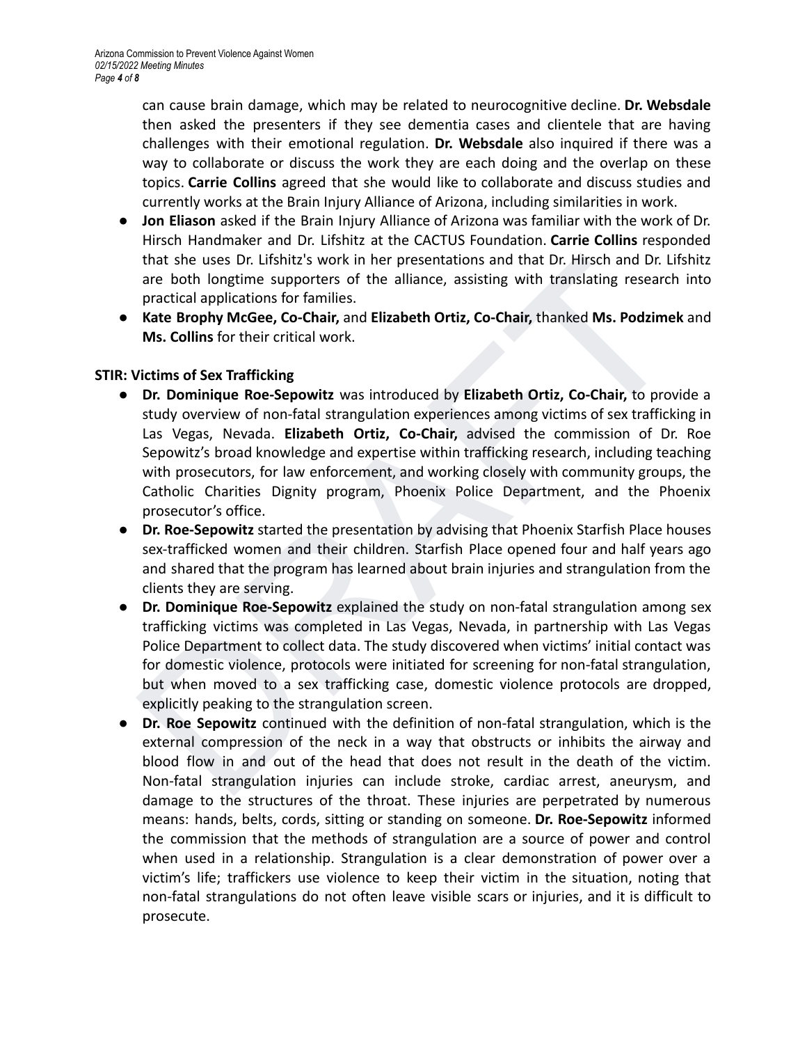can cause brain damage, which may be related to neurocognitive decline. **Dr. Websdale** then asked the presenters if they see dementia cases and clientele that are having challenges with their emotional regulation. **Dr. Websdale** also inquired if there was a way to collaborate or discuss the work they are each doing and the overlap on these topics. **Carrie Collins** agreed that she would like to collaborate and discuss studies and currently works at the Brain Injury Alliance of Arizona, including similarities in work.

- **Jon Eliason** asked if the Brain Injury Alliance of Arizona was familiar with the work of Dr. Hirsch Handmaker and Dr. Lifshitz at the CACTUS Foundation. **Carrie Collins** responded that she uses Dr. Lifshitz's work in her presentations and that Dr. Hirsch and Dr. Lifshitz are both longtime supporters of the alliance, assisting with translating research into practical applications for families.
- **Kate Brophy McGee, Co-Chair,** and **Elizabeth Ortiz, Co-Chair,** thanked **Ms. Podzimek** and **Ms. Collins** for their critical work.

**STIR: Victims of Sex Trafficking**

- **Dr. Dominique Roe-Sepowitz** was introduced by **Elizabeth Ortiz, Co-Chair,** to provide a study overview of non-fatal strangulation experiences among victims of sex trafficking in Las Vegas, Nevada. **Elizabeth Ortiz, Co-Chair,** advised the commission of Dr. Roe Sepowitz's broad knowledge and expertise within trafficking research, including teaching with prosecutors, for law enforcement, and working closely with community groups, the Catholic Charities Dignity program, Phoenix Police Department, and the Phoenix prosecutor's office.
- **Dr. Roe-Sepowitz** started the presentation by advising that Phoenix Starfish Place houses sex-trafficked women and their children. Starfish Place opened four and half years ago and shared that the program has learned about brain injuries and strangulation from the clients they are serving.
- **Dr. Dominique Roe-Sepowitz** explained the study on non-fatal strangulation among sex trafficking victims was completed in Las Vegas, Nevada, in partnership with Las Vegas Police Department to collect data. The study discovered when victims' initial contact was for domestic violence, protocols were initiated for screening for non-fatal strangulation, but when moved to a sex trafficking case, domestic violence protocols are dropped, explicitly peaking to the strangulation screen.
- **Dr. Roe Sepowitz** continued with the definition of non-fatal strangulation, which is the external compression of the neck in a way that obstructs or inhibits the airway and blood flow in and out of the head that does not result in the death of the victim. Non-fatal strangulation injuries can include stroke, cardiac arrest, aneurysm, and damage to the structures of the throat. These injuries are perpetrated by numerous means: hands, belts, cords, sitting or standing on someone. **Dr. Roe-Sepowitz** informed the commission that the methods of strangulation are a source of power and control when used in a relationship. Strangulation is a clear demonstration of power over a victim's life; traffickers use violence to keep their victim in the situation, noting that non-fatal strangulations do not often leave visible scars or injuries, and it is difficult to prosecute.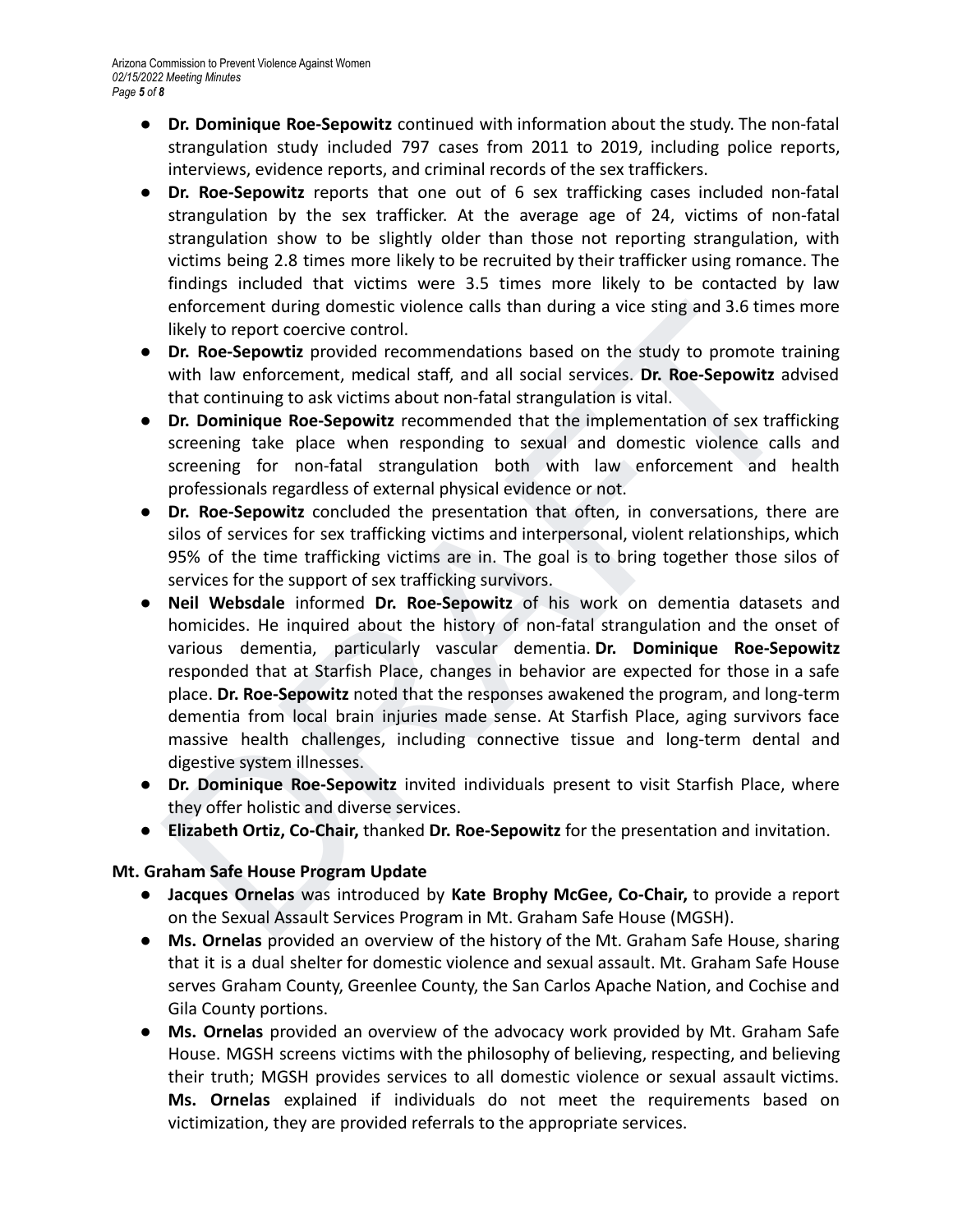- **Dr. Dominique Roe-Sepowitz** continued with information about the study. The non-fatal strangulation study included 797 cases from 2011 to 2019, including police reports, interviews, evidence reports, and criminal records of the sex traffickers.
- **Dr. Roe-Sepowitz** reports that one out of 6 sex trafficking cases included non-fatal strangulation by the sex trafficker. At the average age of 24, victims of non-fatal strangulation show to be slightly older than those not reporting strangulation, with victims being 2.8 times more likely to be recruited by their trafficker using romance. The findings included that victims were 3.5 times more likely to be contacted by law enforcement during domestic violence calls than during a vice sting and 3.6 times more likely to report coercive control.
- **Dr. Roe-Sepowtiz** provided recommendations based on the study to promote training with law enforcement, medical staff, and all social services. **Dr. Roe-Sepowitz** advised that continuing to ask victims about non-fatal strangulation is vital.
- **Dr. Dominique Roe-Sepowitz** recommended that the implementation of sex trafficking screening take place when responding to sexual and domestic violence calls and screening for non-fatal strangulation both with law enforcement and health professionals regardless of external physical evidence or not.
- **Dr. Roe-Sepowitz** concluded the presentation that often, in conversations, there are silos of services for sex trafficking victims and interpersonal, violent relationships, which 95% of the time trafficking victims are in. The goal is to bring together those silos of services for the support of sex trafficking survivors.
- **Neil Websdale** informed **Dr. Roe-Sepowitz** of his work on dementia datasets and homicides. He inquired about the history of non-fatal strangulation and the onset of various dementia, particularly vascular dementia. **Dr. Dominique Roe-Sepowitz** responded that at Starfish Place, changes in behavior are expected for those in a safe place. **Dr. Roe-Sepowitz** noted that the responses awakened the program, and long-term dementia from local brain injuries made sense. At Starfish Place, aging survivors face massive health challenges, including connective tissue and long-term dental and digestive system illnesses.
- **Dr. Dominique Roe-Sepowitz** invited individuals present to visit Starfish Place, where they offer holistic and diverse services.
- **Elizabeth Ortiz, Co-Chair,** thanked **Dr. Roe-Sepowitz** for the presentation and invitation.

**Mt. Graham Safe House Program Update**

- **Jacques Ornelas** was introduced by **Kate Brophy McGee, Co-Chair,** to provide a report on the Sexual Assault Services Program in Mt. Graham Safe House (MGSH).
- **Ms. Ornelas** provided an overview of the history of the Mt. Graham Safe House, sharing that it is a dual shelter for domestic violence and sexual assault. Mt. Graham Safe House serves Graham County, Greenlee County, the San Carlos Apache Nation, and Cochise and Gila County portions.
- **Ms. Ornelas** provided an overview of the advocacy work provided by Mt. Graham Safe House. MGSH screens victims with the philosophy of believing, respecting, and believing their truth; MGSH provides services to all domestic violence or sexual assault victims. **Ms. Ornelas** explained if individuals do not meet the requirements based on victimization, they are provided referrals to the appropriate services.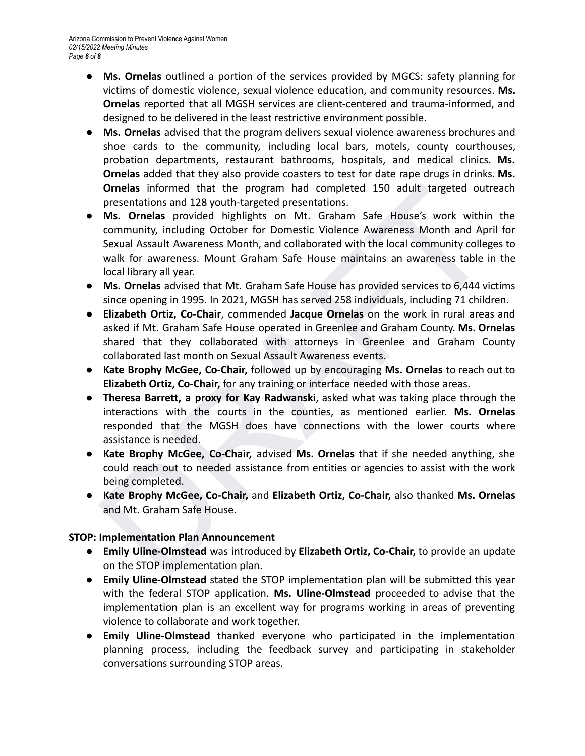- **Ms. Ornelas** outlined a portion of the services provided by MGCS: safety planning for victims of domestic violence, sexual violence education, and community resources. **Ms. Ornelas** reported that all MGSH services are client-centered and trauma-informed, and designed to be delivered in the least restrictive environment possible.
- **Ms. Ornelas** advised that the program delivers sexual violence awareness brochures and shoe cards to the community, including local bars, motels, county courthouses, probation departments, restaurant bathrooms, hospitals, and medical clinics. **Ms. Ornelas** added that they also provide coasters to test for date rape drugs in drinks. **Ms. Ornelas** informed that the program had completed 150 adult targeted outreach presentations and 128 youth-targeted presentations.
- **Ms. Ornelas** provided highlights on Mt. Graham Safe House's work within the community, including October for Domestic Violence Awareness Month and April for Sexual Assault Awareness Month, and collaborated with the local community colleges to walk for awareness. Mount Graham Safe House maintains an awareness table in the local library all year.
- **Ms. Ornelas** advised that Mt. Graham Safe House has provided services to 6,444 victims since opening in 1995. In 2021, MGSH has served 258 individuals, including 71 children.
- **Elizabeth Ortiz, Co-Chair**, commended **Jacque Ornelas** on the work in rural areas and asked if Mt. Graham Safe House operated in Greenlee and Graham County. **Ms. Ornelas** shared that they collaborated with attorneys in Greenlee and Graham County collaborated last month on Sexual Assault Awareness events.
- **Kate Brophy McGee, Co-Chair,** followed up by encouraging **Ms. Ornelas** to reach out to **Elizabeth Ortiz, Co-Chair,** for any training or interface needed with those areas.
- **Theresa Barrett, a proxy for Kay Radwanski**, asked what was taking place through the interactions with the courts in the counties, as mentioned earlier. **Ms. Ornelas** responded that the MGSH does have connections with the lower courts where assistance is needed.
- **Kate Brophy McGee, Co-Chair,** advised **Ms. Ornelas** that if she needed anything, she could reach out to needed assistance from entities or agencies to assist with the work being completed.
- **Kate Brophy McGee, Co-Chair,** and **Elizabeth Ortiz, Co-Chair,** also thanked **Ms. Ornelas** and Mt. Graham Safe House.

**STOP: Implementation Plan Announcement**

- **Emily Uline-Olmstead** was introduced by **Elizabeth Ortiz, Co-Chair,** to provide an update on the STOP implementation plan.
- **Emily Uline-Olmstead** stated the STOP implementation plan will be submitted this year with the federal STOP application. **Ms. Uline-Olmstead** proceeded to advise that the implementation plan is an excellent way for programs working in areas of preventing violence to collaborate and work together.
- **Emily Uline-Olmstead** thanked everyone who participated in the implementation planning process, including the feedback survey and participating in stakeholder conversations surrounding STOP areas.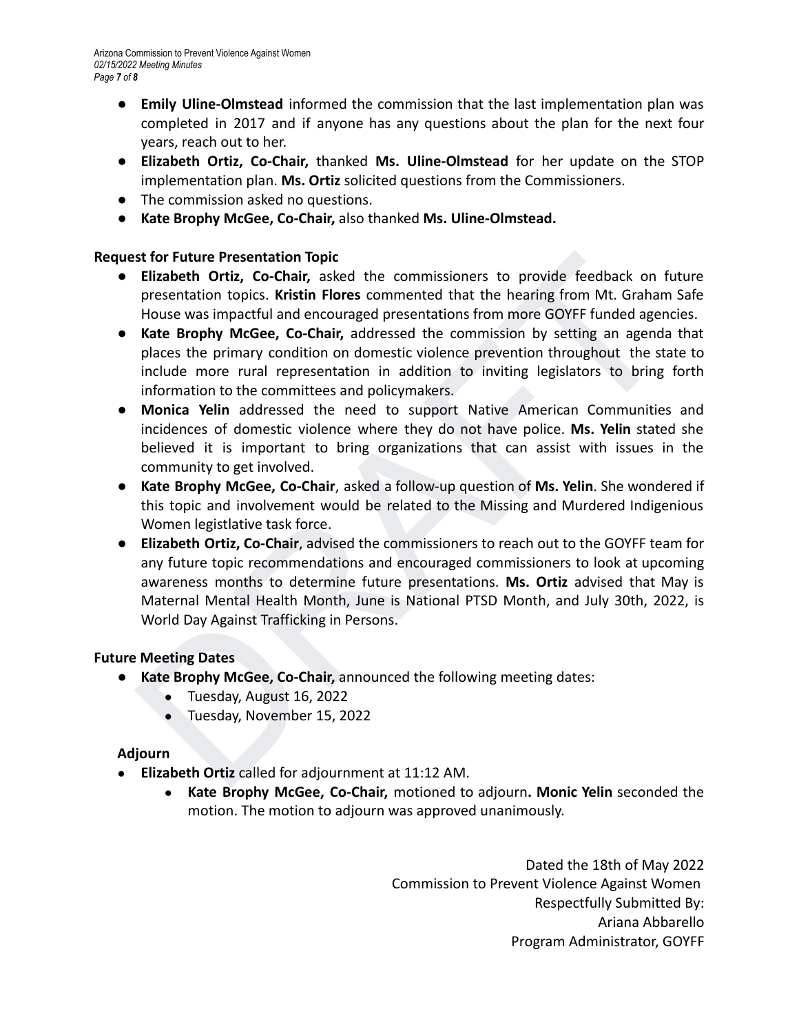- **Emily Uline-Olmstead** informed the commission that the last implementation plan was completed in 2017 and if anyone has any questions about the plan for the next four years, reach out to her.
- **Elizabeth Ortiz, Co-Chair,** thanked **Ms. Uline-Olmstead** for her update on the STOP implementation plan. **Ms. Ortiz** solicited questions from the Commissioners.
- The commission asked no questions.
- **Kate Brophy McGee, Co-Chair,** also thanked **Ms. Uline-Olmstead.**

**Request for Future Presentation Topic**

- **Elizabeth Ortiz, Co-Chair,** asked the commissioners to provide feedback on future presentation topics. **Kristin Flores** commented that the hearing from Mt. Graham Safe House was impactful and encouraged presentations from more GOYFF funded agencies.
- **Kate Brophy McGee, Co-Chair,** addressed the commission by setting an agenda that places the primary condition on domestic violence prevention throughout the state to include more rural representation in addition to inviting legislators to bring forth information to the committees and policymakers.
- **Monica Yelin** addressed the need to support Native American Communities and incidences of domestic violence where they do not have police. **Ms. Yelin** stated she believed it is important to bring organizations that can assist with issues in the community to get involved.
- **Kate Brophy McGee, Co-Chair**, asked a follow-up question of **Ms. Yelin**. She wondered if this topic and involvement would be related to the Missing and Murdered Indigenious Women legistlative task force.
- **Elizabeth Ortiz, Co-Chair**, advised the commissioners to reach out to the GOYFF team for any future topic recommendations and encouraged commissioners to look at upcoming awareness months to determine future presentations. **Ms. Ortiz** advised that May is Maternal Mental Health Month, June is National PTSD Month, and July 30th, 2022, is World Day Against Trafficking in Persons.

**Future Meeting Dates**

- **Kate Brophy McGee, Co-Chair,** announced the following meeting dates:
  - Tuesday, August 16, 2022
  - Tuesday, November 15, 2022

**Adjourn**

- **Elizabeth Ortiz** called for adjournment at 11:12 AM.
  - **Kate Brophy McGee, Co-Chair,** motioned to adjourn**. Monic Yelin** seconded the motion. The motion to adjourn was approved unanimously.

Dated the 18th of May 2022
Commission to Prevent Violence Against Women
Respectfully Submitted By:
Ariana Abbarello
Program Administrator, GOYFF